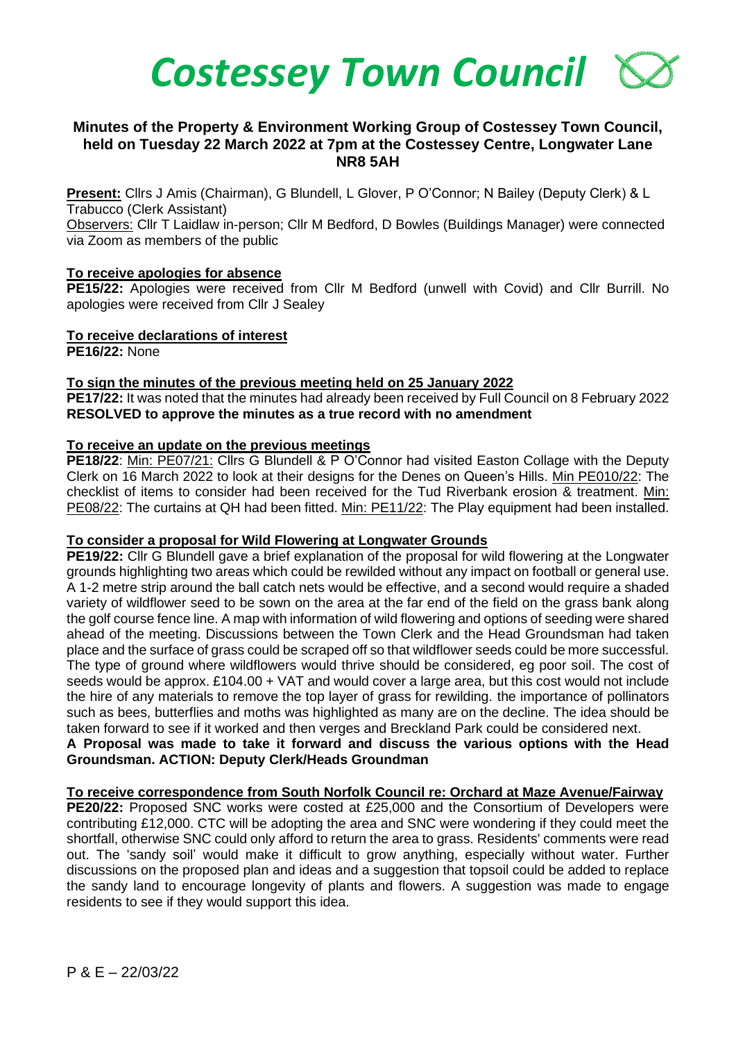# Costessey Town Council

## Minutes of the Property & Environment Working Group of Costessey Town Council, held on Tuesday 22 March 2022 at 7pm at the Costessey Centre, Longwater Lane NR8 5AH

**Present:** Cllrs J Amis (Chairman), G Blundell, L Glover, P O'Connor; N Bailey (Deputy Clerk) & L Trabucco (Clerk Assistant)

Observers: Cllr T Laidlaw in-person; Cllr M Bedford, D Bowles (Buildings Manager) were connected via Zoom as members of the public

**To receive apologies for absence**

**PE15/22:** Apologies were received from Cllr M Bedford (unwell with Covid) and Cllr Burrill. No apologies were received from Cllr J Sealey

**To receive declarations of interest**

**PE16/22:** None

**To sign the minutes of the previous meeting held on 25 January 2022**

**PE17/22:** It was noted that the minutes had already been received by Full Council on 8 February 2022

**RESOLVED to approve the minutes as a true record with no amendment**

**To receive an update on the previous meetings**

**PE18/22**: Min: PE07/21: Cllrs G Blundell & P O'Connor had visited Easton Collage with the Deputy Clerk on 16 March 2022 to look at their designs for the Denes on Queen's Hills. Min PE010/22: The checklist of items to consider had been received for the Tud Riverbank erosion & treatment. Min: PE08/22: The curtains at QH had been fitted. Min: PE11/22: The Play equipment had been installed.

**To consider a proposal for Wild Flowering at Longwater Grounds**

**PE19/22:** Cllr G Blundell gave a brief explanation of the proposal for wild flowering at the Longwater grounds highlighting two areas which could be rewilded without any impact on football or general use. A 1-2 metre strip around the ball catch nets would be effective, and a second would require a shaded variety of wildflower seed to be sown on the area at the far end of the field on the grass bank along the golf course fence line. A map with information of wild flowering and options of seeding were shared ahead of the meeting. Discussions between the Town Clerk and the Head Groundsman had taken place and the surface of grass could be scraped off so that wildflower seeds could be more successful. The type of ground where wildflowers would thrive should be considered, eg poor soil. The cost of seeds would be approx. £104.00 + VAT and would cover a large area, but this cost would not include the hire of any materials to remove the top layer of grass for rewilding. the importance of pollinators such as bees, butterflies and moths was highlighted as many are on the decline. The idea should be taken forward to see if it worked and then verges and Breckland Park could be considered next.

**A Proposal was made to take it forward and discuss the various options with the Head Groundsman. ACTION: Deputy Clerk/Heads Groundman**

**To receive correspondence from South Norfolk Council re: Orchard at Maze Avenue/Fairway**

**PE20/22:** Proposed SNC works were costed at £25,000 and the Consortium of Developers were contributing £12,000. CTC will be adopting the area and SNC were wondering if they could meet the shortfall, otherwise SNC could only afford to return the area to grass. Residents' comments were read out. The 'sandy soil' would make it difficult to grow anything, especially without water. Further discussions on the proposed plan and ideas and a suggestion that topsoil could be added to replace the sandy land to encourage longevity of plants and flowers. A suggestion was made to engage residents to see if they would support this idea.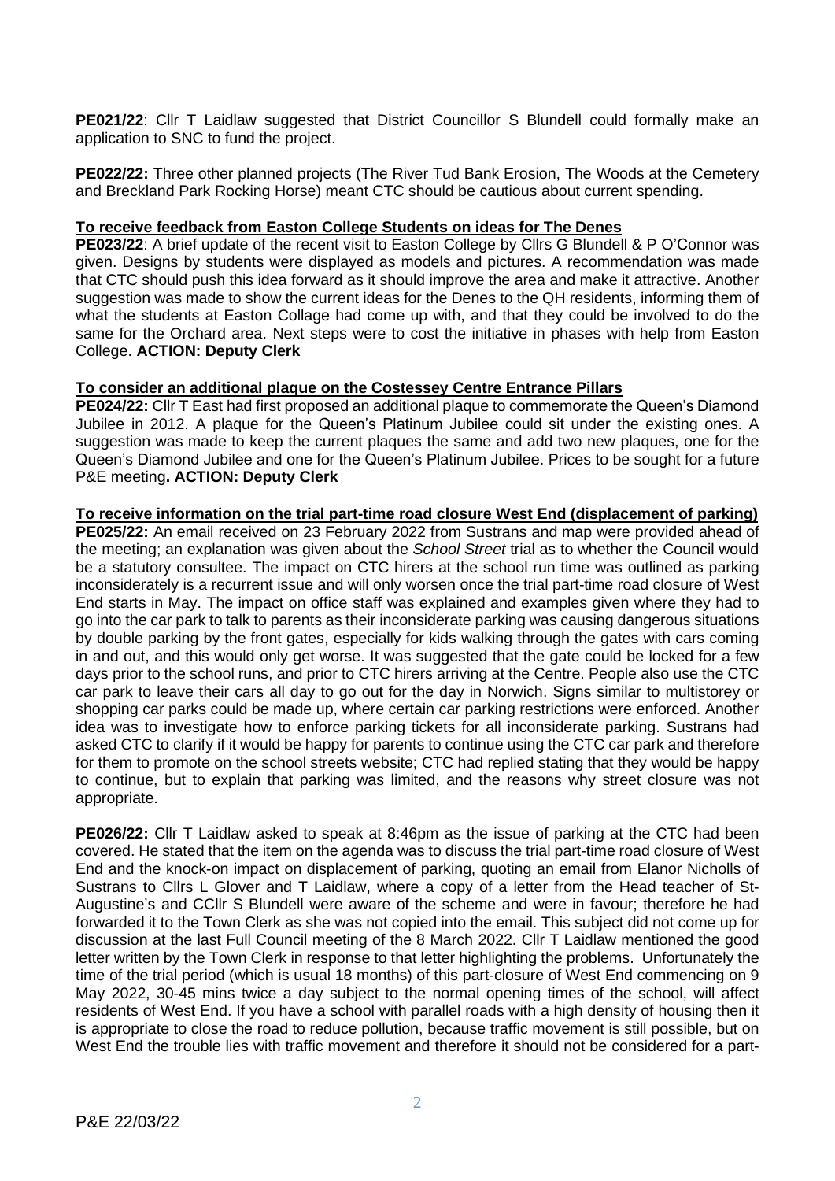**PE021/22**: Cllr T Laidlaw suggested that District Councillor S Blundell could formally make an application to SNC to fund the project.

**PE022/22:** Three other planned projects (The River Tud Bank Erosion, The Woods at the Cemetery and Breckland Park Rocking Horse) meant CTC should be cautious about current spending.

**To receive feedback from Easton College Students on ideas for The Denes**

**PE023/22**: A brief update of the recent visit to Easton College by Cllrs G Blundell & P O'Connor was given. Designs by students were displayed as models and pictures. A recommendation was made that CTC should push this idea forward as it should improve the area and make it attractive. Another suggestion was made to show the current ideas for the Denes to the QH residents, informing them of what the students at Easton Collage had come up with, and that they could be involved to do the same for the Orchard area. Next steps were to cost the initiative in phases with help from Easton College. **ACTION: Deputy Clerk**

**To consider an additional plaque on the Costessey Centre Entrance Pillars**

**PE024/22:** Cllr T East had first proposed an additional plaque to commemorate the Queen's Diamond Jubilee in 2012. A plaque for the Queen's Platinum Jubilee could sit under the existing ones. A suggestion was made to keep the current plaques the same and add two new plaques, one for the Queen's Diamond Jubilee and one for the Queen's Platinum Jubilee. Prices to be sought for a future P&E meeting**. ACTION: Deputy Clerk**

**To receive information on the trial part-time road closure West End (displacement of parking)**

**PE025/22:** An email received on 23 February 2022 from Sustrans and map were provided ahead of the meeting; an explanation was given about the *School Street* trial as to whether the Council would be a statutory consultee. The impact on CTC hirers at the school run time was outlined as parking inconsiderately is a recurrent issue and will only worsen once the trial part-time road closure of West End starts in May. The impact on office staff was explained and examples given where they had to go into the car park to talk to parents as their inconsiderate parking was causing dangerous situations by double parking by the front gates, especially for kids walking through the gates with cars coming in and out, and this would only get worse. It was suggested that the gate could be locked for a few days prior to the school runs, and prior to CTC hirers arriving at the Centre. People also use the CTC car park to leave their cars all day to go out for the day in Norwich. Signs similar to multistorey or shopping car parks could be made up, where certain car parking restrictions were enforced. Another idea was to investigate how to enforce parking tickets for all inconsiderate parking. Sustrans had asked CTC to clarify if it would be happy for parents to continue using the CTC car park and therefore for them to promote on the school streets website; CTC had replied stating that they would be happy to continue, but to explain that parking was limited, and the reasons why street closure was not appropriate.

**PE026/22:** Cllr T Laidlaw asked to speak at 8:46pm as the issue of parking at the CTC had been covered. He stated that the item on the agenda was to discuss the trial part-time road closure of West End and the knock-on impact on displacement of parking, quoting an email from Elanor Nicholls of Sustrans to Cllrs L Glover and T Laidlaw, where a copy of a letter from the Head teacher of St-Augustine's and CCllr S Blundell were aware of the scheme and were in favour; therefore he had forwarded it to the Town Clerk as she was not copied into the email. This subject did not come up for discussion at the last Full Council meeting of the 8 March 2022. Cllr T Laidlaw mentioned the good letter written by the Town Clerk in response to that letter highlighting the problems. Unfortunately the time of the trial period (which is usual 18 months) of this part-closure of West End commencing on 9 May 2022, 30-45 mins twice a day subject to the normal opening times of the school, will affect residents of West End. If you have a school with parallel roads with a high density of housing then it is appropriate to close the road to reduce pollution, because traffic movement is still possible, but on West End the trouble lies with traffic movement and therefore it should not be considered for a part-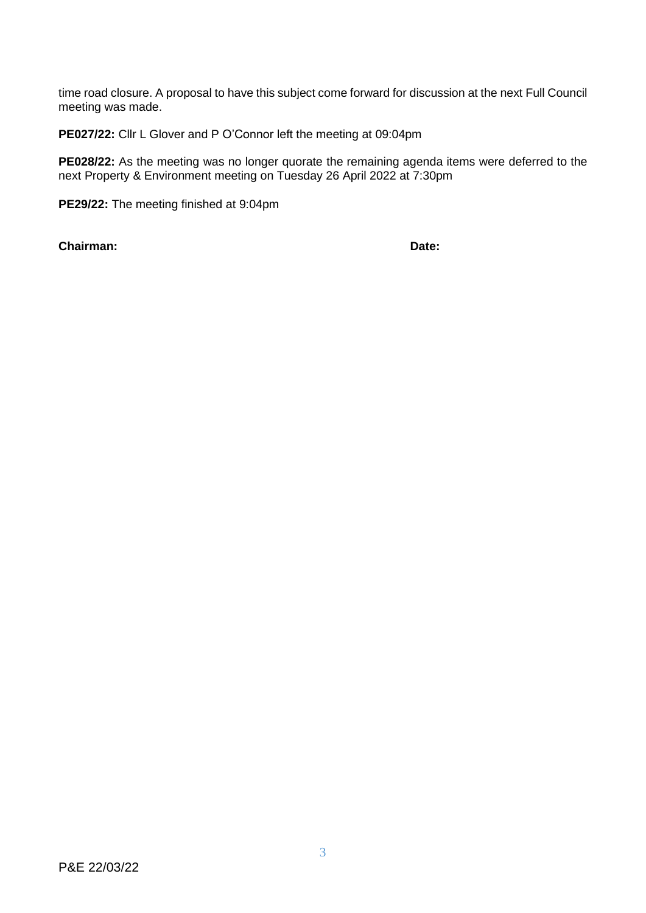time road closure. A proposal to have this subject come forward for discussion at the next Full Council meeting was made.

**PE027/22:** Cllr L Glover and P O'Connor left the meeting at 09:04pm

**PE028/22:** As the meeting was no longer quorate the remaining agenda items were deferred to the next Property & Environment meeting on Tuesday 26 April 2022 at 7:30pm

**PE29/22:** The meeting finished at 9:04pm

**Chairman:** **Date:**